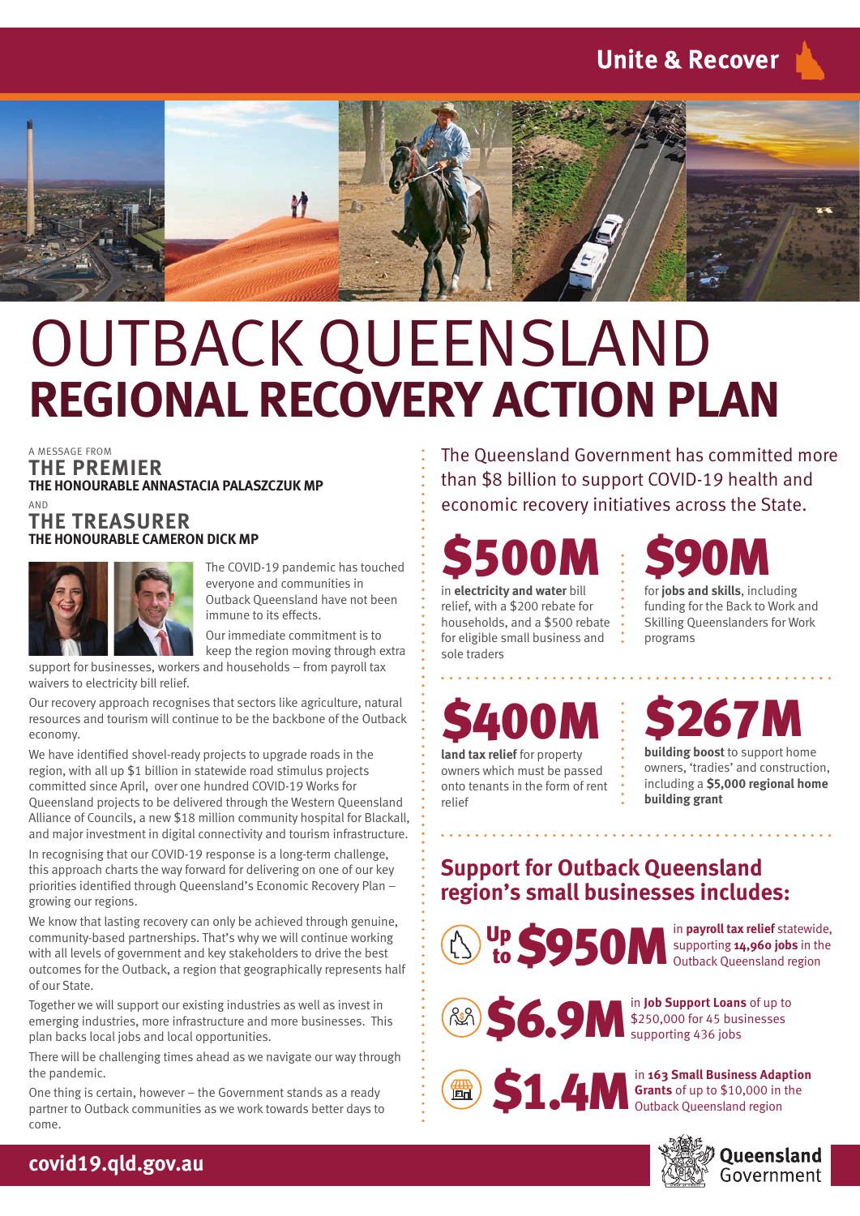Unite & Recover

# OUTBACK QUEENSLAND
# REGIONAL RECOVERY ACTION PLAN

A MESSAGE FROM
## THE PREMIER
**THE HONOURABLE ANNASTACIA PALASZCZUK MP**

AND
## THE TREASURER
**THE HONOURABLE CAMERON DICK MP**

The COVID-19 pandemic has touched everyone and communities in Outback Queensland have not been immune to its effects.

Our immediate commitment is to keep the region moving through extra support for businesses, workers and households – from payroll tax waivers to electricity bill relief.

Our recovery approach recognises that sectors like agriculture, natural resources and tourism will continue to be the backbone of the Outback economy.

We have identified shovel-ready projects to upgrade roads in the region, with all up $1 billion in statewide road stimulus projects committed since April, over one hundred COVID-19 Works for Queensland projects to be delivered through the Western Queensland Alliance of Councils, a new $18 million community hospital for Blackall, and major investment in digital connectivity and tourism infrastructure.

In recognising that our COVID-19 response is a long-term challenge, this approach charts the way forward for delivering on one of our key priorities identified through Queensland's Economic Recovery Plan – growing our regions.

We know that lasting recovery can only be achieved through genuine, community-based partnerships. That's why we will continue working with all levels of government and key stakeholders to drive the best outcomes for the Outback, a region that geographically represents half of our State.

Together we will support our existing industries as well as invest in emerging industries, more infrastructure and more businesses. This plan backs local jobs and local opportunities.

There will be challenging times ahead as we navigate our way through the pandemic.

One thing is certain, however – the Government stands as a ready partner to Outback communities as we work towards better days to come.

The Queensland Government has committed more than $8 billion to support COVID-19 health and economic recovery initiatives across the State.

**$500M** in **electricity and water** bill relief, with a $200 rebate for households, and a $500 rebate for eligible small business and sole traders

**$90M** for **jobs and skills**, including funding for the Back to Work and Skilling Queenslanders for Work programs

**$400M** **land tax relief** for property owners which must be passed onto tenants in the form of rent relief

**$267M** **building boost** to support home owners, 'tradies' and construction, including a **$5,000 regional home building grant**

## Support for Outback Queensland region's small businesses includes:

**Up to $950M** in **payroll tax relief** statewide, supporting **14,960 jobs** in the Outback Queensland region

**$6.9M** in **Job Support Loans** of up to $250,000 for 45 businesses supporting 436 jobs

**$1.4M** in **163 Small Business Adaption Grants** of up to $10,000 in the Outback Queensland region

covid19.qld.gov.au

Queensland Government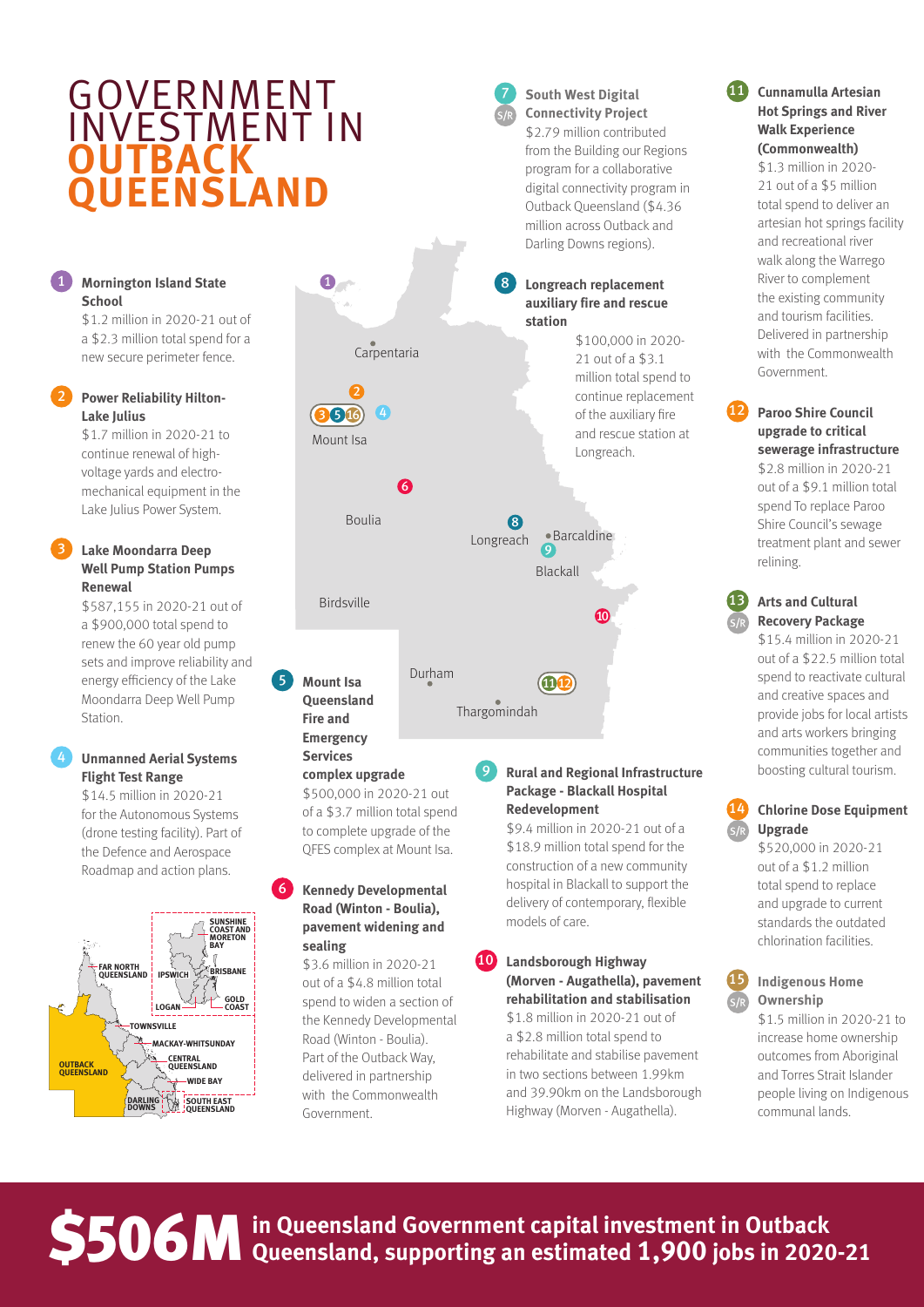# GOVERNMENT INVESTMENT IN OUTBACK QUEENSLAND

**1 Mornington Island State School**
$1.2 million in 2020-21 out of a $2.3 million total spend for a new secure perimeter fence.

**2 Power Reliability Hilton-Lake Julius**
$1.7 million in 2020-21 to continue renewal of high-voltage yards and electro-mechanical equipment in the Lake Julius Power System.

**3 Lake Moondarra Deep Well Pump Station Pumps Renewal**
$587,155 in 2020-21 out of a $900,000 total spend to renew the 60 year old pump sets and improve reliability and energy efficiency of the Lake Moondarra Deep Well Pump Station.

**4 Unmanned Aerial Systems Flight Test Range**
$14.5 million in 2020-21 for the Autonomous Systems (drone testing facility). Part of the Defence and Aerospace Roadmap and action plans.

**5 Mount Isa Queensland Fire and Emergency Services complex upgrade**
$500,000 in 2020-21 out of a $3.7 million total spend to complete upgrade of the QFES complex at Mount Isa.

**6 Kennedy Developmental Road (Winton - Boulia), pavement widening and sealing**
$3.6 million in 2020-21 out of a $4.8 million total spend to widen a section of the Kennedy Developmental Road (Winton - Boulia). Part of the Outback Way, delivered in partnership with the Commonwealth Government.

**7 (S/R) South West Digital Connectivity Project**
$2.79 million contributed from the Building our Regions program for a collaborative digital connectivity program in Outback Queensland ($4.36 million across Outback and Darling Downs regions).

**8 Longreach replacement auxiliary fire and rescue station**
$100,000 in 2020-21 out of a $3.1 million total spend to continue replacement of the auxiliary fire and rescue station at Longreach.

**9 Rural and Regional Infrastructure Package - Blackall Hospital Redevelopment**
$9.4 million in 2020-21 out of a $18.9 million total spend for the construction of a new community hospital in Blackall to support the delivery of contemporary, flexible models of care.

**10 Landsborough Highway (Morven - Augathella), pavement rehabilitation and stabilisation**
$1.8 million in 2020-21 out of a $2.8 million total spend to rehabilitate and stabilise pavement in two sections between 1.99km and 39.90km on the Landsborough Highway (Morven - Augathella).

**11 Cunnamulla Artesian Hot Springs and River Walk Experience (Commonwealth)**
$1.3 million in 2020-21 out of a $5 million total spend to deliver an artesian hot springs facility and recreational river walk along the Warrego River to complement the existing community and tourism facilities. Delivered in partnership with the Commonwealth Government.

**12 Paroo Shire Council upgrade to critical sewerage infrastructure**
$2.8 million in 2020-21 out of a $9.1 million total spend To replace Paroo Shire Council's sewage treatment plant and sewer relining.

**13 (S/R) Arts and Cultural Recovery Package**
$15.4 million in 2020-21 out of a $22.5 million total spend to reactivate cultural and creative spaces and provide jobs for local artists and arts workers bringing communities together and boosting cultural tourism.

**14 (S/R) Chlorine Dose Equipment Upgrade**
$520,000 in 2020-21 out of a $1.2 million total spend to replace and upgrade to current standards the outdated chlorination facilities.

**15 (S/R) Indigenous Home Ownership**
$1.5 million in 2020-21 to increase home ownership outcomes from Aboriginal and Torres Strait Islander people living on Indigenous communal lands.

**$506M in Queensland Government capital investment in Outback Queensland, supporting an estimated 1,900 jobs in 2020-21**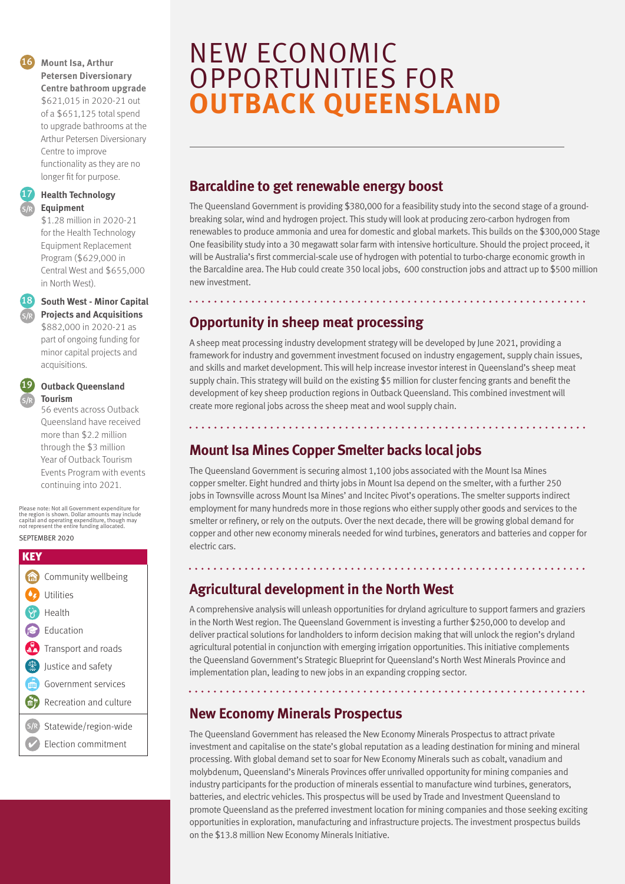**16** **Mount Isa, Arthur Petersen Diversionary Centre bathroom upgrade**
$621,015 in 2020-21 out of a $651,125 total spend to upgrade bathrooms at the Arthur Petersen Diversionary Centre to improve functionality as they are no longer fit for purpose.

**17** S/R **Health Technology Equipment**
$1.28 million in 2020-21 for the Health Technology Equipment Replacement Program ($629,000 in Central West and $655,000 in North West).

**18** S/R **South West - Minor Capital Projects and Acquisitions**
$882,000 in 2020-21 as part of ongoing funding for minor capital projects and acquisitions.

**19** S/R **Outback Queensland Tourism**
56 events across Outback Queensland have received more than $2.2 million through the $3 million Year of Outback Tourism Events Program with events continuing into 2021.

Please note: Not all Government expenditure for the region is shown. Dollar amounts may include capital and operating expenditure, though may not represent the entire funding allocated.

SEPTEMBER 2020

**KEY**

- Community wellbeing
- Utilities
- Health
- Education
- Transport and roads
- Justice and safety
- Government services
- Recreation and culture
- S/R Statewide/region-wide
- Election commitment

# NEW ECONOMIC OPPORTUNITIES FOR **OUTBACK QUEENSLAND**

## Barcaldine to get renewable energy boost

The Queensland Government is providing $380,000 for a feasibility study into the second stage of a ground-breaking solar, wind and hydrogen project. This study will look at producing zero-carbon hydrogen from renewables to produce ammonia and urea for domestic and global markets. This builds on the $300,000 Stage One feasibility study into a 30 megawatt solar farm with intensive horticulture. Should the project proceed, it will be Australia's first commercial-scale use of hydrogen with potential to turbo-charge economic growth in the Barcaldine area. The Hub could create 350 local jobs, 600 construction jobs and attract up to $500 million new investment.

## Opportunity in sheep meat processing

A sheep meat processing industry development strategy will be developed by June 2021, providing a framework for industry and government investment focused on industry engagement, supply chain issues, and skills and market development. This will help increase investor interest in Queensland's sheep meat supply chain. This strategy will build on the existing $5 million for cluster fencing grants and benefit the development of key sheep production regions in Outback Queensland. This combined investment will create more regional jobs across the sheep meat and wool supply chain.

## Mount Isa Mines Copper Smelter backs local jobs

The Queensland Government is securing almost 1,100 jobs associated with the Mount Isa Mines copper smelter. Eight hundred and thirty jobs in Mount Isa depend on the smelter, with a further 250 jobs in Townsville across Mount Isa Mines' and Incitec Pivot's operations. The smelter supports indirect employment for many hundreds more in those regions who either supply other goods and services to the smelter or refinery, or rely on the outputs. Over the next decade, there will be growing global demand for copper and other new economy minerals needed for wind turbines, generators and batteries and copper for electric cars.

## Agricultural development in the North West

A comprehensive analysis will unleash opportunities for dryland agriculture to support farmers and graziers in the North West region. The Queensland Government is investing a further $250,000 to develop and deliver practical solutions for landholders to inform decision making that will unlock the region's dryland agricultural potential in conjunction with emerging irrigation opportunities. This initiative complements the Queensland Government's Strategic Blueprint for Queensland's North West Minerals Province and implementation plan, leading to new jobs in an expanding cropping sector.

## New Economy Minerals Prospectus

The Queensland Government has released the New Economy Minerals Prospectus to attract private investment and capitalise on the state's global reputation as a leading destination for mining and mineral processing. With global demand set to soar for New Economy Minerals such as cobalt, vanadium and molybdenum, Queensland's Minerals Provinces offer unrivalled opportunity for mining companies and industry participants for the production of minerals essential to manufacture wind turbines, generators, batteries, and electric vehicles. This prospectus will be used by Trade and Investment Queensland to promote Queensland as the preferred investment location for mining companies and those seeking exciting opportunities in exploration, manufacturing and infrastructure projects. The investment prospectus builds on the $13.8 million New Economy Minerals Initiative.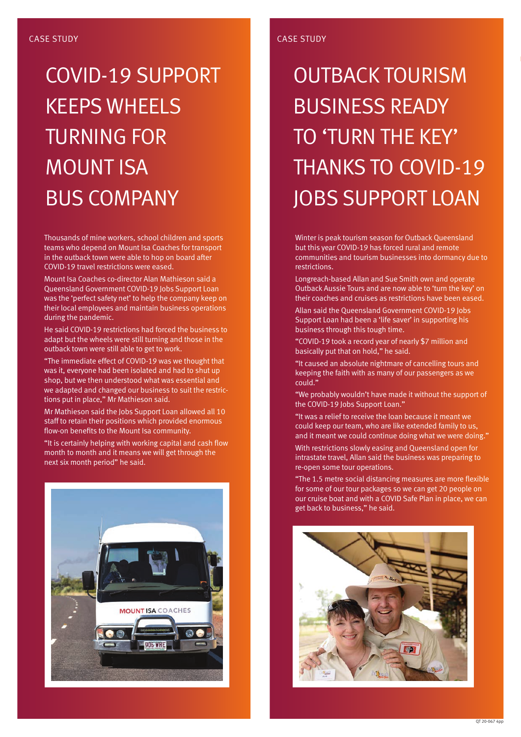CASE STUDY

# COVID-19 SUPPORT KEEPS WHEELS TURNING FOR MOUNT ISA BUS COMPANY

Thousands of mine workers, school children and sports teams who depend on Mount Isa Coaches for transport in the outback town were able to hop on board after COVID-19 travel restrictions were eased.

Mount Isa Coaches co-director Alan Mathieson said a Queensland Government COVID-19 Jobs Support Loan was the 'perfect safety net' to help the company keep on their local employees and maintain business operations during the pandemic.

He said COVID-19 restrictions had forced the business to adapt but the wheels were still turning and those in the outback town were still able to get to work.

"The immediate effect of COVID-19 was we thought that was it, everyone had been isolated and had to shut up shop, but we then understood what was essential and we adapted and changed our business to suit the restrictions put in place," Mr Mathieson said.

Mr Mathieson said the Jobs Support Loan allowed all 10 staff to retain their positions which provided enormous flow-on benefits to the Mount Isa community.

"It is certainly helping with working capital and cash flow month to month and it means we will get through the next six month period" he said.

CASE STUDY

# OUTBACK TOURISM BUSINESS READY TO 'TURN THE KEY' THANKS TO COVID-19 JOBS SUPPORT LOAN

Winter is peak tourism season for Outback Queensland but this year COVID-19 has forced rural and remote communities and tourism businesses into dormancy due to restrictions.

Longreach-based Allan and Sue Smith own and operate Outback Aussie Tours and are now able to 'turn the key' on their coaches and cruises as restrictions have been eased.

Allan said the Queensland Government COVID-19 Jobs Support Loan had been a 'life saver' in supporting his business through this tough time.

"COVID-19 took a record year of nearly $7 million and basically put that on hold," he said.

"It caused an absolute nightmare of cancelling tours and keeping the faith with as many of our passengers as we could."

"We probably wouldn't have made it without the support of the COVID-19 Jobs Support Loan."

"It was a relief to receive the loan because it meant we could keep our team, who are like extended family to us, and it meant we could continue doing what we were doing."

With restrictions slowly easing and Queensland open for intrastate travel, Allan said the business was preparing to re-open some tour operations.

"The 1.5 metre social distancing measures are more flexible for some of our tour packages so we can get 20 people on our cruise boat and with a COVID Safe Plan in place, we can get back to business," he said.

QT 20-067 4pp